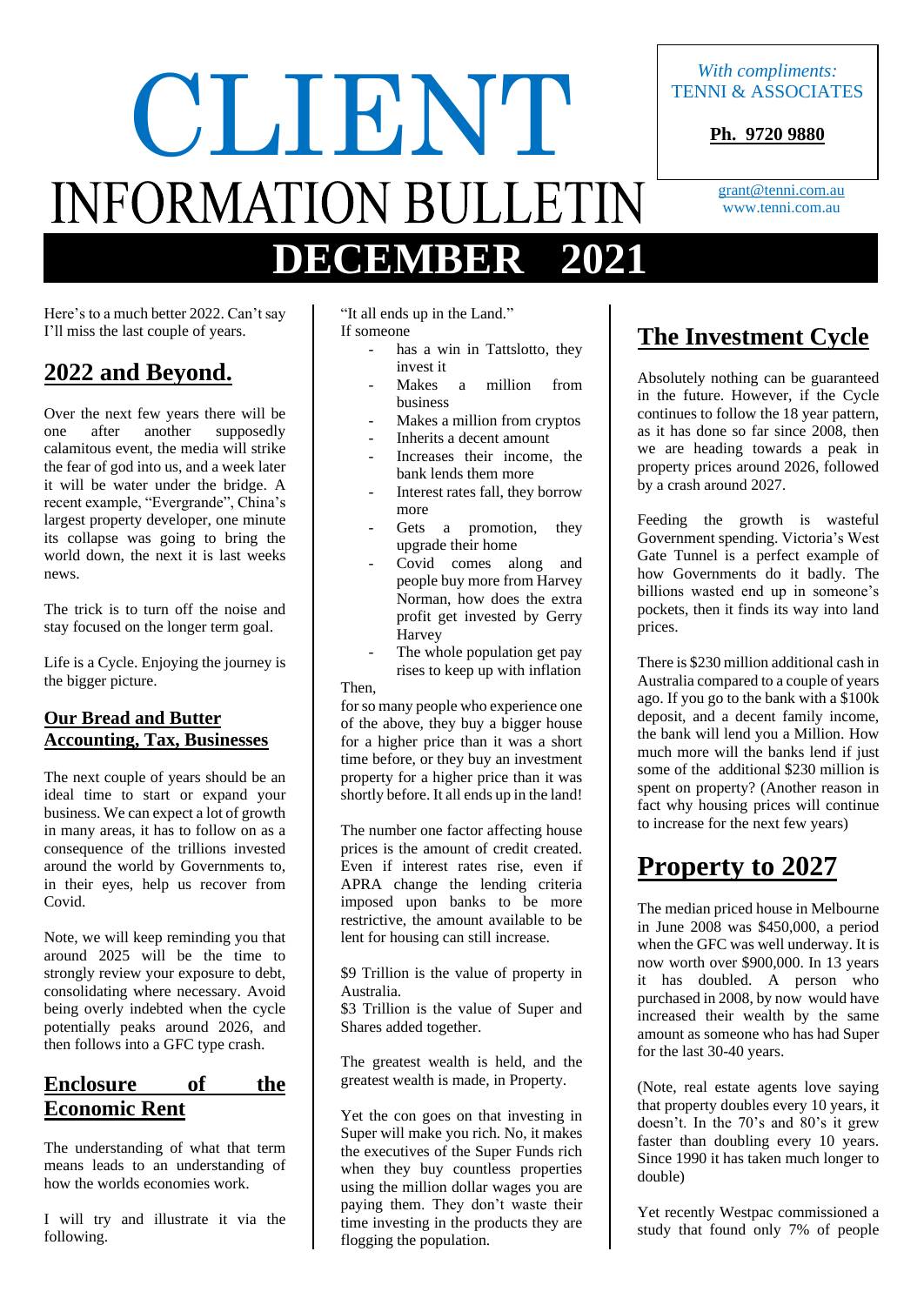# CLIENT INFORMATION BULLETIN

## DECEMBER 2021

*With compliments:*
TENNI & ASSOCIATES

**Ph. 9720 9880**

grant@tenni.com.au
www.tenni.com.au

Here's to a much better 2022. Can't say I'll miss the last couple of years.

## 2022 and Beyond.

Over the next few years there will be one after another supposedly calamitous event, the media will strike the fear of god into us, and a week later it will be water under the bridge. A recent example, "Evergrande", China's largest property developer, one minute its collapse was going to bring the world down, the next it is last weeks news.

The trick is to turn off the noise and stay focused on the longer term goal.

Life is a Cycle. Enjoying the journey is the bigger picture.

### Our Bread and Butter Accounting, Tax, Businesses

The next couple of years should be an ideal time to start or expand your business. We can expect a lot of growth in many areas, it has to follow on as a consequence of the trillions invested around the world by Governments to, in their eyes, help us recover from Covid.

Note, we will keep reminding you that around 2025 will be the time to strongly review your exposure to debt, consolidating where necessary. Avoid being overly indebted when the cycle potentially peaks around 2026, and then follows into a GFC type crash.

## Enclosure of the Economic Rent

The understanding of what that term means leads to an understanding of how the worlds economies work.

I will try and illustrate it via the following.

"It all ends up in the Land."

If someone

- has a win in Tattslotto, they invest it
- Makes a million from business
- Makes a million from cryptos
- Inherits a decent amount
- Increases their income, the bank lends them more
- Interest rates fall, they borrow more
- Gets a promotion, they upgrade their home
- Covid comes along and people buy more from Harvey Norman, how does the extra profit get invested by Gerry Harvey
- The whole population get pay rises to keep up with inflation

Then,

for so many people who experience one of the above, they buy a bigger house for a higher price than it was a short time before, or they buy an investment property for a higher price than it was shortly before. It all ends up in the land!

The number one factor affecting house prices is the amount of credit created. Even if interest rates rise, even if APRA change the lending criteria imposed upon banks to be more restrictive, the amount available to be lent for housing can still increase.

$9 Trillion is the value of property in Australia.
$3 Trillion is the value of Super and Shares added together.

The greatest wealth is held, and the greatest wealth is made, in Property.

Yet the con goes on that investing in Super will make you rich. No, it makes the executives of the Super Funds rich when they buy countless properties using the million dollar wages you are paying them. They don't waste their time investing in the products they are flogging the population.

## The Investment Cycle

Absolutely nothing can be guaranteed in the future. However, if the Cycle continues to follow the 18 year pattern, as it has done so far since 2008, then we are heading towards a peak in property prices around 2026, followed by a crash around 2027.

Feeding the growth is wasteful Government spending. Victoria's West Gate Tunnel is a perfect example of how Governments do it badly. The billions wasted end up in someone's pockets, then it finds its way into land prices.

There is $230 million additional cash in Australia compared to a couple of years ago. If you go to the bank with a $100k deposit, and a decent family income, the bank will lend you a Million. How much more will the banks lend if just some of the additional $230 million is spent on property? (Another reason in fact why housing prices will continue to increase for the next few years)

## Property to 2027

The median priced house in Melbourne in June 2008 was $450,000, a period when the GFC was well underway. It is now worth over $900,000. In 13 years it has doubled. A person who purchased in 2008, by now would have increased their wealth by the same amount as someone who has had Super for the last 30-40 years.

(Note, real estate agents love saying that property doubles every 10 years, it doesn't. In the 70's and 80's it grew faster than doubling every 10 years. Since 1990 it has taken much longer to double)

Yet recently Westpac commissioned a study that found only 7% of people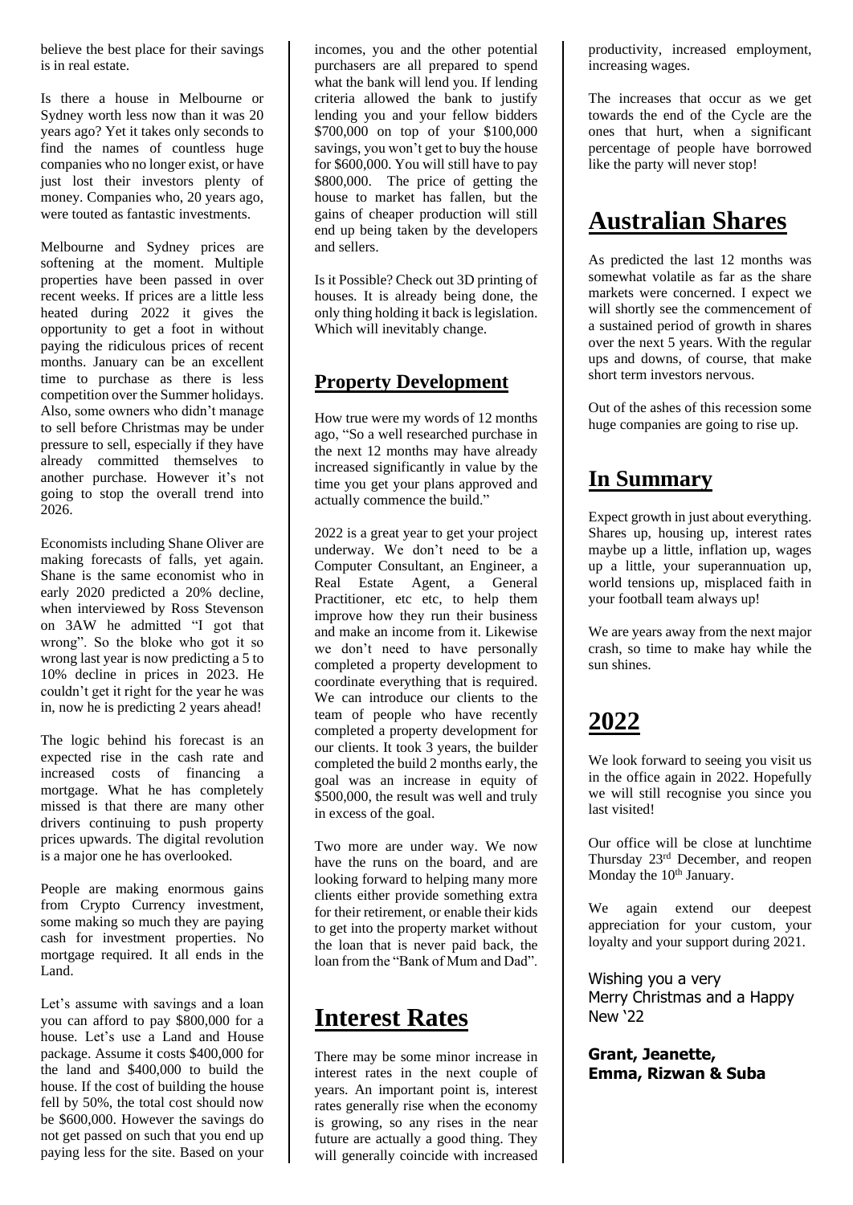believe the best place for their savings is in real estate.

Is there a house in Melbourne or Sydney worth less now than it was 20 years ago? Yet it takes only seconds to find the names of countless huge companies who no longer exist, or have just lost their investors plenty of money. Companies who, 20 years ago, were touted as fantastic investments.

Melbourne and Sydney prices are softening at the moment. Multiple properties have been passed in over recent weeks. If prices are a little less heated during 2022 it gives the opportunity to get a foot in without paying the ridiculous prices of recent months. January can be an excellent time to purchase as there is less competition over the Summer holidays. Also, some owners who didn't manage to sell before Christmas may be under pressure to sell, especially if they have already committed themselves to another purchase. However it's not going to stop the overall trend into 2026.

Economists including Shane Oliver are making forecasts of falls, yet again. Shane is the same economist who in early 2020 predicted a 20% decline, when interviewed by Ross Stevenson on 3AW he admitted "I got that wrong". So the bloke who got it so wrong last year is now predicting a 5 to 10% decline in prices in 2023. He couldn't get it right for the year he was in, now he is predicting 2 years ahead!

The logic behind his forecast is an expected rise in the cash rate and increased costs of financing a mortgage. What he has completely missed is that there are many other drivers continuing to push property prices upwards. The digital revolution is a major one he has overlooked.

People are making enormous gains from Crypto Currency investment, some making so much they are paying cash for investment properties. No mortgage required. It all ends in the Land.

Let's assume with savings and a loan you can afford to pay $800,000 for a house. Let's use a Land and House package. Assume it costs $400,000 for the land and $400,000 to build the house. If the cost of building the house fell by 50%, the total cost should now be $600,000. However the savings do not get passed on such that you end up paying less for the site. Based on your incomes, you and the other potential purchasers are all prepared to spend what the bank will lend you. If lending criteria allowed the bank to justify lending you and your fellow bidders $700,000 on top of your $100,000 savings, you won't get to buy the house for $600,000. You will still have to pay $800,000. The price of getting the house to market has fallen, but the gains of cheaper production will still end up being taken by the developers and sellers.

Is it Possible? Check out 3D printing of houses. It is already being done, the only thing holding it back is legislation. Which will inevitably change.

## Property Development

How true were my words of 12 months ago, "So a well researched purchase in the next 12 months may have already increased significantly in value by the time you get your plans approved and actually commence the build."

2022 is a great year to get your project underway. We don't need to be a Computer Consultant, an Engineer, a Real Estate Agent, a General Practitioner, etc etc, to help them improve how they run their business and make an income from it. Likewise we don't need to have personally completed a property development to coordinate everything that is required. We can introduce our clients to the team of people who have recently completed a property development for our clients. It took 3 years, the builder completed the build 2 months early, the goal was an increase in equity of $500,000, the result was well and truly in excess of the goal.

Two more are under way. We now have the runs on the board, and are looking forward to helping many more clients either provide something extra for their retirement, or enable their kids to get into the property market without the loan that is never paid back, the loan from the "Bank of Mum and Dad".

# Interest Rates

There may be some minor increase in interest rates in the next couple of years. An important point is, interest rates generally rise when the economy is growing, so any rises in the near future are actually a good thing. They will generally coincide with increased productivity, increased employment, increasing wages.

The increases that occur as we get towards the end of the Cycle are the ones that hurt, when a significant percentage of people have borrowed like the party will never stop!

# Australian Shares

As predicted the last 12 months was somewhat volatile as far as the share markets were concerned. I expect we will shortly see the commencement of a sustained period of growth in shares over the next 5 years. With the regular ups and downs, of course, that make short term investors nervous.

Out of the ashes of this recession some huge companies are going to rise up.

## In Summary

Expect growth in just about everything. Shares up, housing up, interest rates maybe up a little, inflation up, wages up a little, your superannuation up, world tensions up, misplaced faith in your football team always up!

We are years away from the next major crash, so time to make hay while the sun shines.

# 2022

We look forward to seeing you visit us in the office again in 2022. Hopefully we will still recognise you since you last visited!

Our office will be close at lunchtime Thursday 23rd December, and reopen Monday the 10th January.

We again extend our deepest appreciation for your custom, your loyalty and your support during 2021.

Wishing you a very Merry Christmas and a Happy New '22

**Grant, Jeanette, Emma, Rizwan & Suba**